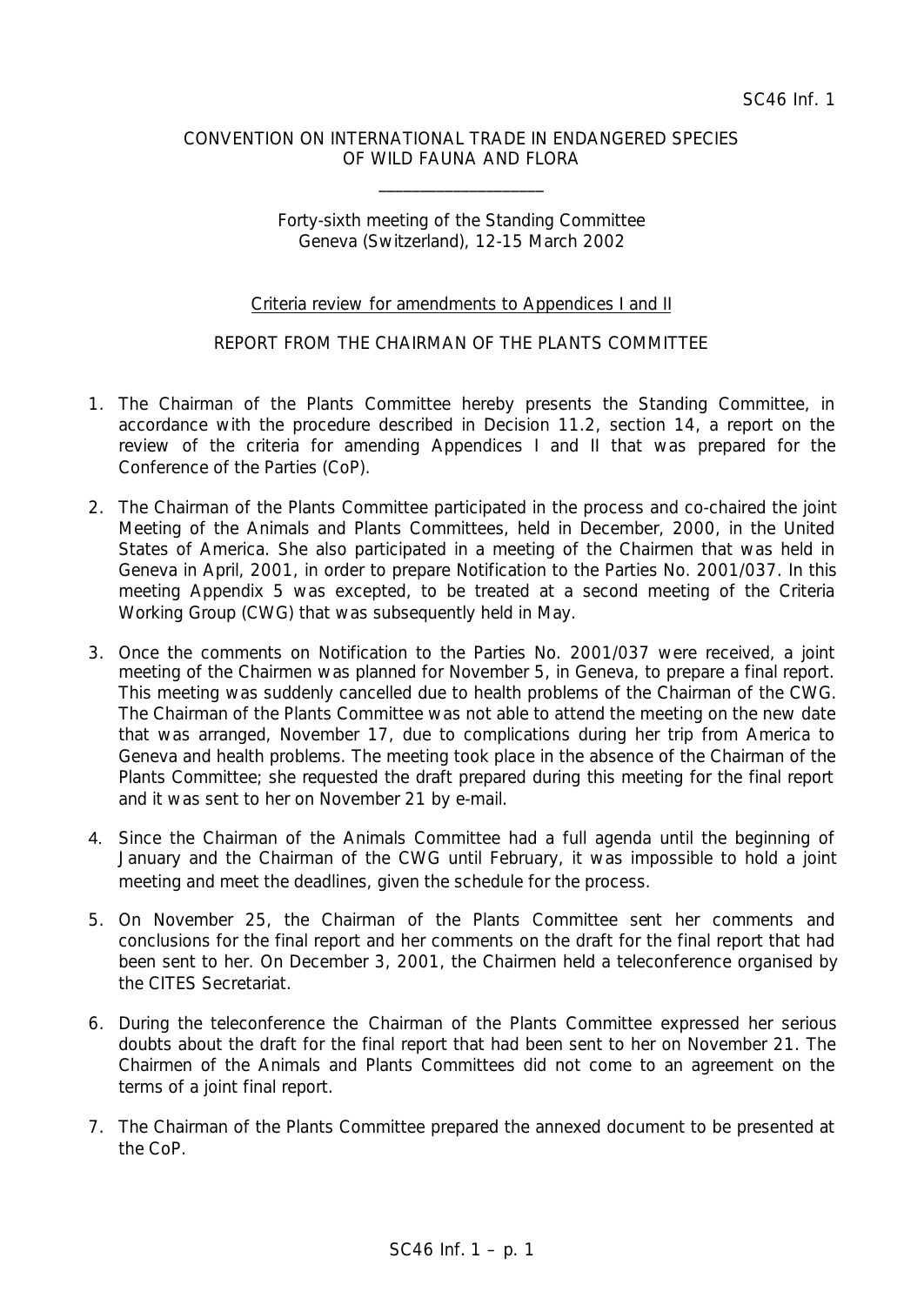CONVENTION ON INTERNATIONAL TRADE IN ENDANGERED SPECIES OF WILD FAUNA AND FLORA

---

Forty-sixth meeting of the Standing Committee
Geneva (Switzerland), 12-15 March 2002

Criteria review for amendments to Appendices I and II

REPORT FROM THE CHAIRMAN OF THE PLANTS COMMITTEE

1. The Chairman of the Plants Committee hereby presents the Standing Committee, in accordance with the procedure described in Decision 11.2, section 14, a report on the review of the criteria for amending Appendices I and II that was prepared for the Conference of the Parties (CoP).

2. The Chairman of the Plants Committee participated in the process and co-chaired the joint Meeting of the Animals and Plants Committees, held in December, 2000, in the United States of America. She also participated in a meeting of the Chairmen that was held in Geneva in April, 2001, in order to prepare Notification to the Parties No. 2001/037. In this meeting Appendix 5 was excepted, to be treated at a second meeting of the Criteria Working Group (CWG) that was subsequently held in May.

3. Once the comments on Notification to the Parties No. 2001/037 were received, a joint meeting of the Chairmen was planned for November 5, in Geneva, to prepare a final report. This meeting was suddenly cancelled due to health problems of the Chairman of the CWG. The Chairman of the Plants Committee was not able to attend the meeting on the new date that was arranged, November 17, due to complications during her trip from America to Geneva and health problems. The meeting took place in the absence of the Chairman of the Plants Committee; she requested the draft prepared during this meeting for the final report and it was sent to her on November 21 by e-mail.

4. Since the Chairman of the Animals Committee had a full agenda until the beginning of January and the Chairman of the CWG until February, it was impossible to hold a joint meeting and meet the deadlines, given the schedule for the process.

5. On November 25, the Chairman of the Plants Committee sent her comments and conclusions for the final report and her comments on the draft for the final report that had been sent to her. On December 3, 2001, the Chairmen held a teleconference organised by the CITES Secretariat.

6. During the teleconference the Chairman of the Plants Committee expressed her serious doubts about the draft for the final report that had been sent to her on November 21. The Chairmen of the Animals and Plants Committees did not come to an agreement on the terms of a joint final report.

7. The Chairman of the Plants Committee prepared the annexed document to be presented at the CoP.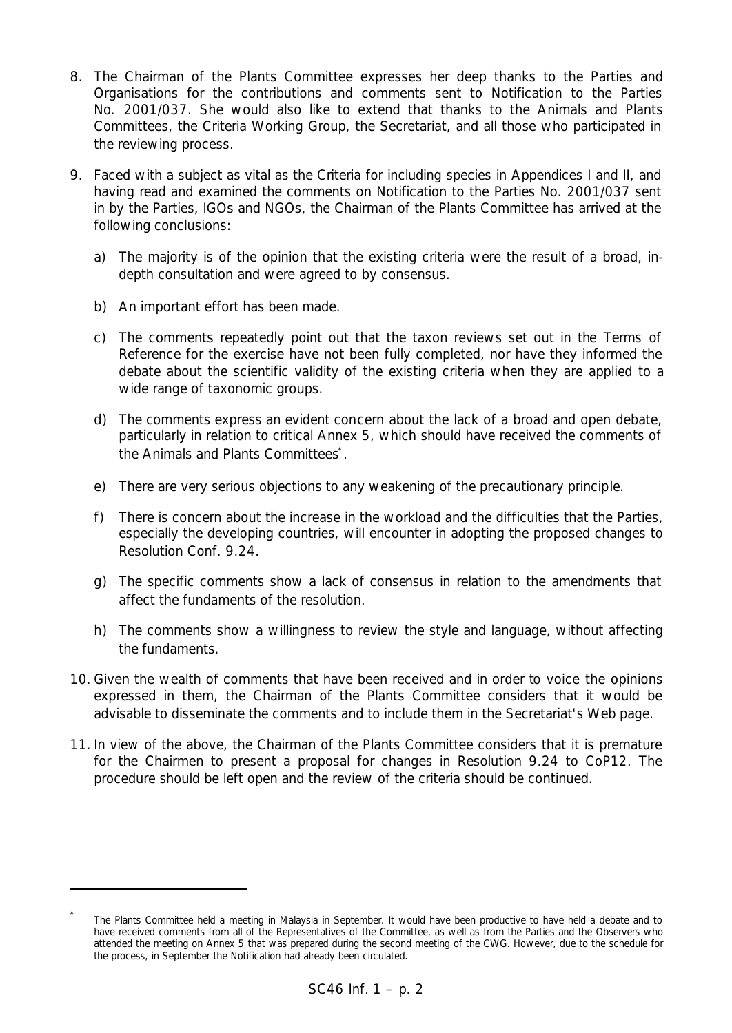8. The Chairman of the Plants Committee expresses her deep thanks to the Parties and Organisations for the contributions and comments sent to Notification to the Parties No. 2001/037. She would also like to extend that thanks to the Animals and Plants Committees, the Criteria Working Group, the Secretariat, and all those who participated in the reviewing process.

9. Faced with a subject as vital as the Criteria for including species in Appendices I and II, and having read and examined the comments on Notification to the Parties No. 2001/037 sent in by the Parties, IGOs and NGOs, the Chairman of the Plants Committee has arrived at the following conclusions:

   a) The majority is of the opinion that the existing criteria were the result of a broad, in-depth consultation and were agreed to by consensus.

   b) An important effort has been made.

   c) The comments repeatedly point out that the taxon reviews set out in the Terms of Reference for the exercise have not been fully completed, nor have they informed the debate about the scientific validity of the existing criteria when they are applied to a wide range of taxonomic groups.

   d) The comments express an evident concern about the lack of a broad and open debate, particularly in relation to critical Annex 5, which should have received the comments of the Animals and Plants Committees*.

   e) There are very serious objections to any weakening of the precautionary principle.

   f) There is concern about the increase in the workload and the difficulties that the Parties, especially the developing countries, will encounter in adopting the proposed changes to Resolution Conf. 9.24.

   g) The specific comments show a lack of consensus in relation to the amendments that affect the fundaments of the resolution.

   h) The comments show a willingness to review the style and language, without affecting the fundaments.

10. Given the wealth of comments that have been received and in order to voice the opinions expressed in them, the Chairman of the Plants Committee considers that it would be advisable to disseminate the comments and to include them in the Secretariat's Web page.

11. In view of the above, the Chairman of the Plants Committee considers that it is premature for the Chairmen to present a proposal for changes in Resolution 9.24 to CoP12. The procedure should be left open and the review of the criteria should be continued.

---

* The Plants Committee held a meeting in Malaysia in September. It would have been productive to have held a debate and to have received comments from all of the Representatives of the Committee, as well as from the Parties and the Observers who attended the meeting on Annex 5 that was prepared during the second meeting of the CWG. However, due to the schedule for the process, in September the Notification had already been circulated.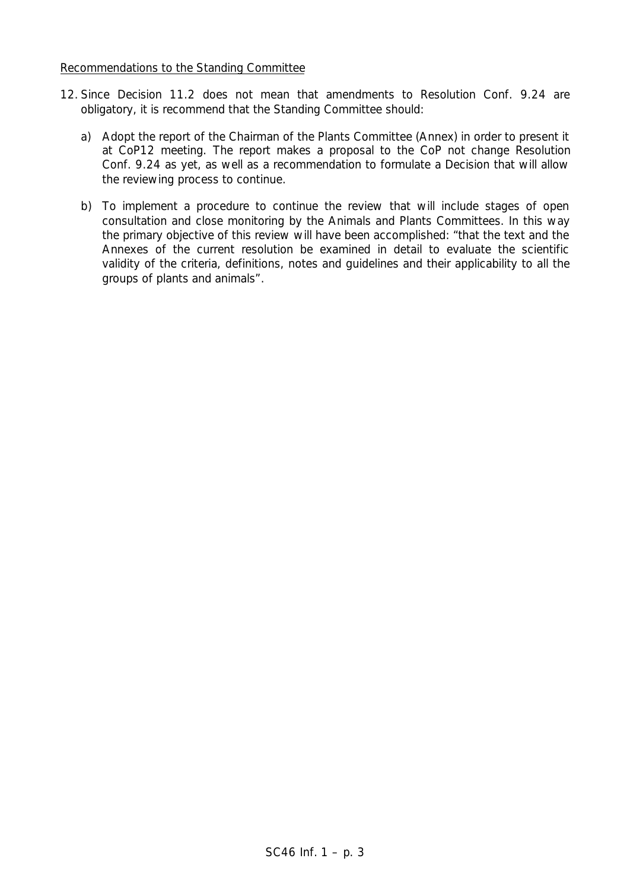Recommendations to the Standing Committee

12. Since Decision 11.2 does not mean that amendments to Resolution Conf. 9.24 are obligatory, it is recommend that the Standing Committee should:

    a) Adopt the report of the Chairman of the Plants Committee (Annex) in order to present it at CoP12 meeting. The report makes a proposal to the CoP not change Resolution Conf. 9.24 as yet, as well as a recommendation to formulate a Decision that will allow the reviewing process to continue.

    b) To implement a procedure to continue the review that will include stages of open consultation and close monitoring by the Animals and Plants Committees. In this way the primary objective of this review will have been accomplished: "that the text and the Annexes of the current resolution be examined in detail to evaluate the scientific validity of the criteria, definitions, notes and guidelines and their applicability to all the groups of plants and animals".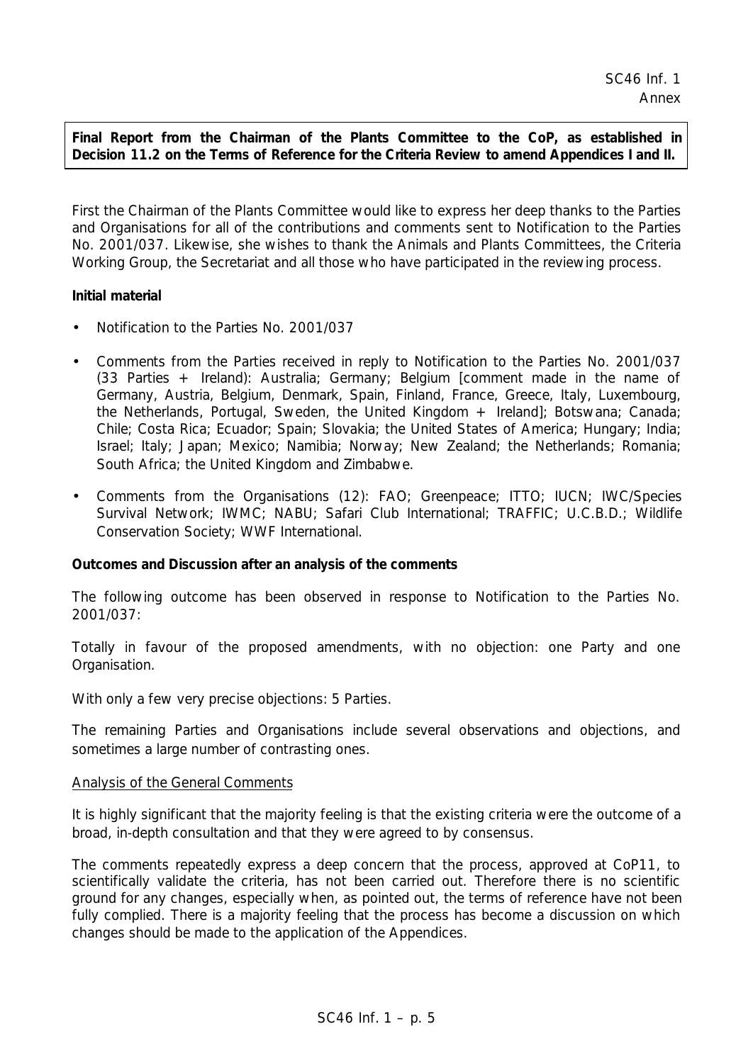**Final Report from the Chairman of the Plants Committee to the CoP, as established in Decision 11.2 on the Terms of Reference for the Criteria Review to amend Appendices I and II.**

First the Chairman of the Plants Committee would like to express her deep thanks to the Parties and Organisations for all of the contributions and comments sent to Notification to the Parties No. 2001/037. Likewise, she wishes to thank the Animals and Plants Committees, the Criteria Working Group, the Secretariat and all those who have participated in the reviewing process.

**Initial material**

- Notification to the Parties No. 2001/037
- Comments from the Parties received in reply to Notification to the Parties No. 2001/037 (33 Parties + Ireland): Australia; Germany; Belgium [comment made in the name of Germany, Austria, Belgium, Denmark, Spain, Finland, France, Greece, Italy, Luxembourg, the Netherlands, Portugal, Sweden, the United Kingdom + Ireland]; Botswana; Canada; Chile; Costa Rica; Ecuador; Spain; Slovakia; the United States of America; Hungary; India; Israel; Italy; Japan; Mexico; Namibia; Norway; New Zealand; the Netherlands; Romania; South Africa; the United Kingdom and Zimbabwe.
- Comments from the Organisations (12): FAO; Greenpeace; ITTO; IUCN; IWC/Species Survival Network; IWMC; NABU; Safari Club International; TRAFFIC; U.C.B.D.; Wildlife Conservation Society; WWF International.

**Outcomes and Discussion after an analysis of the comments**

The following outcome has been observed in response to Notification to the Parties No. 2001/037:

Totally in favour of the proposed amendments, with no objection: one Party and one Organisation.

With only a few very precise objections: 5 Parties.

The remaining Parties and Organisations include several observations and objections, and sometimes a large number of contrasting ones.

Analysis of the General Comments

It is highly significant that the majority feeling is that the existing criteria were the outcome of a broad, in-depth consultation and that they were agreed to by consensus.

The comments repeatedly express a deep concern that the process, approved at CoP11, to scientifically validate the criteria, has not been carried out. Therefore there is no scientific ground for any changes, especially when, as pointed out, the terms of reference have not been fully complied. There is a majority feeling that the process has become a discussion on which changes should be made to the application of the Appendices.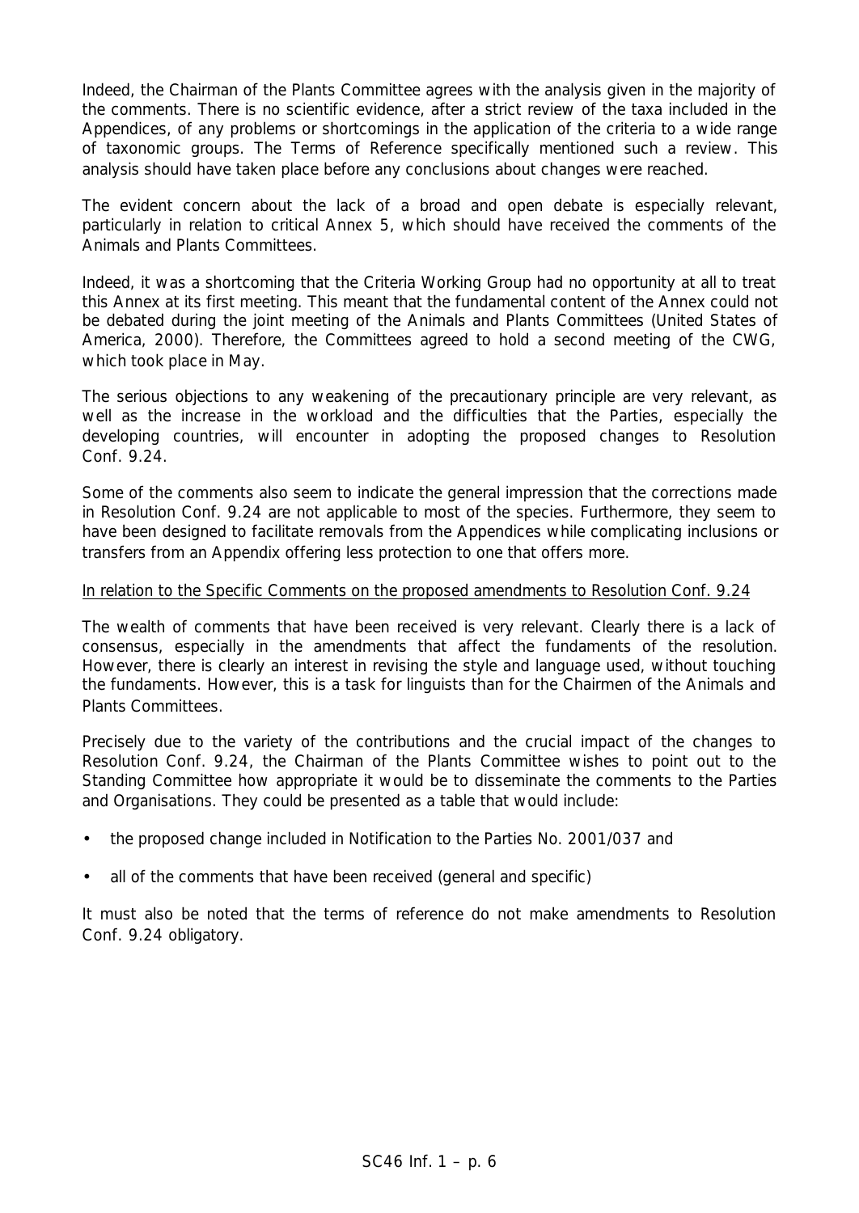Indeed, the Chairman of the Plants Committee agrees with the analysis given in the majority of the comments. There is no scientific evidence, after a strict review of the taxa included in the Appendices, of any problems or shortcomings in the application of the criteria to a wide range of taxonomic groups. The Terms of Reference specifically mentioned such a review. This analysis should have taken place before any conclusions about changes were reached.

The evident concern about the lack of a broad and open debate is especially relevant, particularly in relation to critical Annex 5, which should have received the comments of the Animals and Plants Committees.

Indeed, it was a shortcoming that the Criteria Working Group had no opportunity at all to treat this Annex at its first meeting. This meant that the fundamental content of the Annex could not be debated during the joint meeting of the Animals and Plants Committees (United States of America, 2000). Therefore, the Committees agreed to hold a second meeting of the CWG, which took place in May.

The serious objections to any weakening of the precautionary principle are very relevant, as well as the increase in the workload and the difficulties that the Parties, especially the developing countries, will encounter in adopting the proposed changes to Resolution Conf. 9.24.

Some of the comments also seem to indicate the general impression that the corrections made in Resolution Conf. 9.24 are not applicable to most of the species. Furthermore, they seem to have been designed to facilitate removals from the Appendices while complicating inclusions or transfers from an Appendix offering less protection to one that offers more.

<u>In relation to the Specific Comments on the proposed amendments to Resolution Conf. 9.24</u>

The wealth of comments that have been received is very relevant. Clearly there is a lack of consensus, especially in the amendments that affect the fundaments of the resolution. However, there is clearly an interest in revising the style and language used, without touching the fundaments. However, this is a task for linguists than for the Chairmen of the Animals and Plants Committees.

Precisely due to the variety of the contributions and the crucial impact of the changes to Resolution Conf. 9.24, the Chairman of the Plants Committee wishes to point out to the Standing Committee how appropriate it would be to disseminate the comments to the Parties and Organisations. They could be presented as a table that would include:

- the proposed change included in Notification to the Parties No. 2001/037 and
- all of the comments that have been received (general and specific)

It must also be noted that the terms of reference do not make amendments to Resolution Conf. 9.24 obligatory.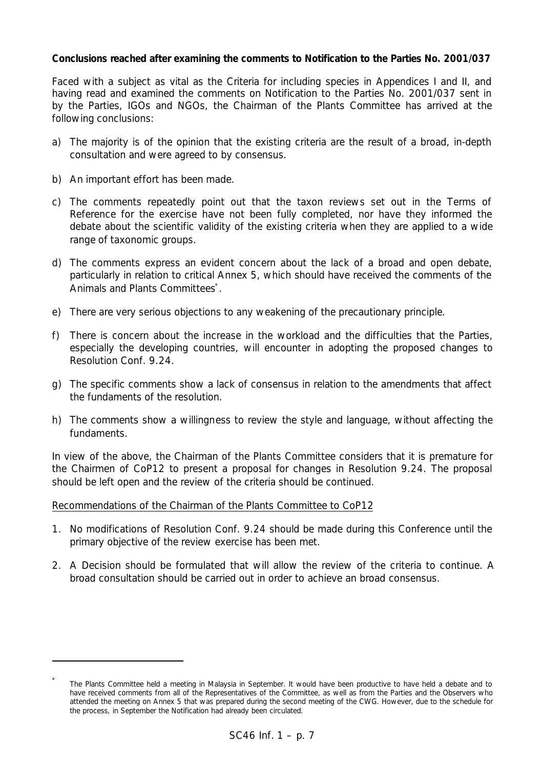**Conclusions reached after examining the comments to Notification to the Parties No. 2001/037**

Faced with a subject as vital as the Criteria for including species in Appendices I and II, and having read and examined the comments on Notification to the Parties No. 2001/037 sent in by the Parties, IGOs and NGOs, the Chairman of the Plants Committee has arrived at the following conclusions:

a) The majority is of the opinion that the existing criteria are the result of a broad, in-depth consultation and were agreed to by consensus.

b) An important effort has been made.

c) The comments repeatedly point out that the taxon reviews set out in the Terms of Reference for the exercise have not been fully completed, nor have they informed the debate about the scientific validity of the existing criteria when they are applied to a wide range of taxonomic groups.

d) The comments express an evident concern about the lack of a broad and open debate, particularly in relation to critical Annex 5, which should have received the comments of the Animals and Plants Committees*.

e) There are very serious objections to any weakening of the precautionary principle.

f) There is concern about the increase in the workload and the difficulties that the Parties, especially the developing countries, will encounter in adopting the proposed changes to Resolution Conf. 9.24.

g) The specific comments show a lack of consensus in relation to the amendments that affect the fundaments of the resolution.

h) The comments show a willingness to review the style and language, without affecting the fundaments.

In view of the above, the Chairman of the Plants Committee considers that it is premature for the Chairmen of CoP12 to present a proposal for changes in Resolution 9.24. The proposal should be left open and the review of the criteria should be continued.

<u>Recommendations of the Chairman of the Plants Committee to CoP12</u>

1. No modifications of Resolution Conf. 9.24 should be made during this Conference until the primary objective of the review exercise has been met.

2. A Decision should be formulated that will allow the review of the criteria to continue. A broad consultation should be carried out in order to achieve an broad consensus.

---

* The Plants Committee held a meeting in Malaysia in September. It would have been productive to have held a debate and to have received comments from all of the Representatives of the Committee, as well as from the Parties and the Observers who attended the meeting on Annex 5 that was prepared during the second meeting of the CWG. However, due to the schedule for the process, in September the Notification had already been circulated.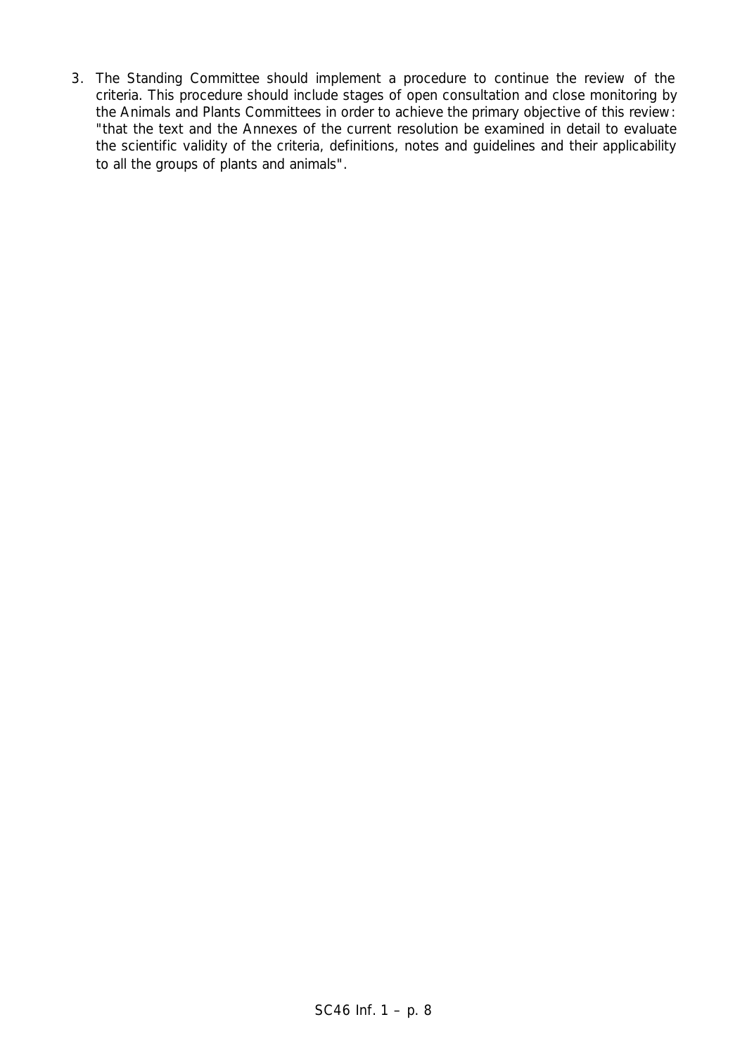3. The Standing Committee should implement a procedure to continue the review of the criteria. This procedure should include stages of open consultation and close monitoring by the Animals and Plants Committees in order to achieve the primary objective of this review: "that the text and the Annexes of the current resolution be examined in detail to evaluate the scientific validity of the criteria, definitions, notes and guidelines and their applicability to all the groups of plants and animals".